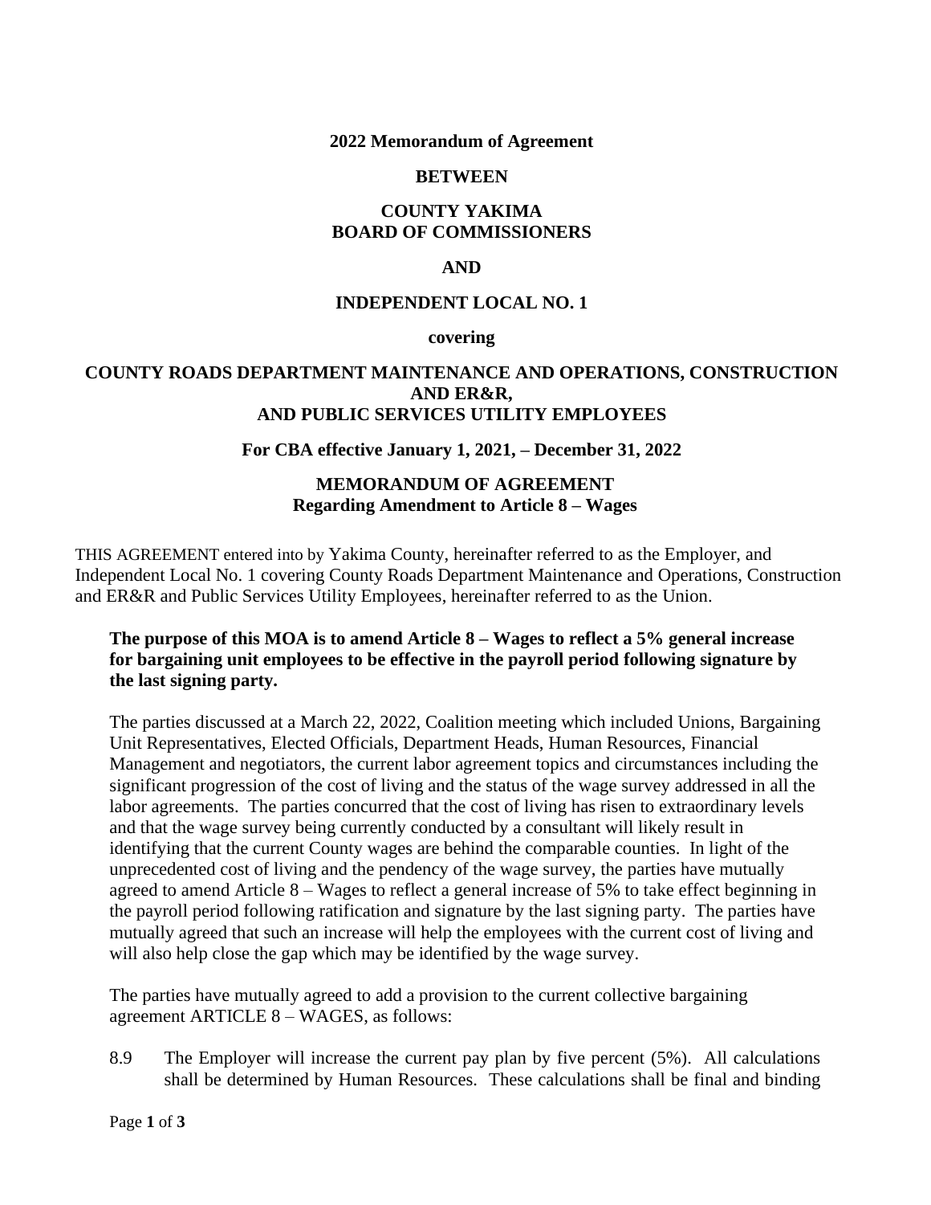**2022 Memorandum of Agreement**

**BETWEEN**

**COUNTY YAKIMA**
**BOARD OF COMMISSIONERS**

**AND**

**INDEPENDENT LOCAL NO. 1**

**covering**

**COUNTY ROADS DEPARTMENT MAINTENANCE AND OPERATIONS, CONSTRUCTION AND ER&R,**
**AND PUBLIC SERVICES UTILITY EMPLOYEES**

**For CBA effective January 1, 2021, – December 31, 2022**

**MEMORANDUM OF AGREEMENT**
**Regarding Amendment to Article 8 – Wages**

THIS AGREEMENT entered into by Yakima County, hereinafter referred to as the Employer, and Independent Local No. 1 covering County Roads Department Maintenance and Operations, Construction and ER&R and Public Services Utility Employees, hereinafter referred to as the Union.

**The purpose of this MOA is to amend Article 8 – Wages to reflect a 5% general increase for bargaining unit employees to be effective in the payroll period following signature by the last signing party.**

The parties discussed at a March 22, 2022, Coalition meeting which included Unions, Bargaining Unit Representatives, Elected Officials, Department Heads, Human Resources, Financial Management and negotiators, the current labor agreement topics and circumstances including the significant progression of the cost of living and the status of the wage survey addressed in all the labor agreements. The parties concurred that the cost of living has risen to extraordinary levels and that the wage survey being currently conducted by a consultant will likely result in identifying that the current County wages are behind the comparable counties. In light of the unprecedented cost of living and the pendency of the wage survey, the parties have mutually agreed to amend Article 8 – Wages to reflect a general increase of 5% to take effect beginning in the payroll period following ratification and signature by the last signing party. The parties have mutually agreed that such an increase will help the employees with the current cost of living and will also help close the gap which may be identified by the wage survey.

The parties have mutually agreed to add a provision to the current collective bargaining agreement ARTICLE 8 – WAGES, as follows:

8.9 The Employer will increase the current pay plan by five percent (5%). All calculations shall be determined by Human Resources. These calculations shall be final and binding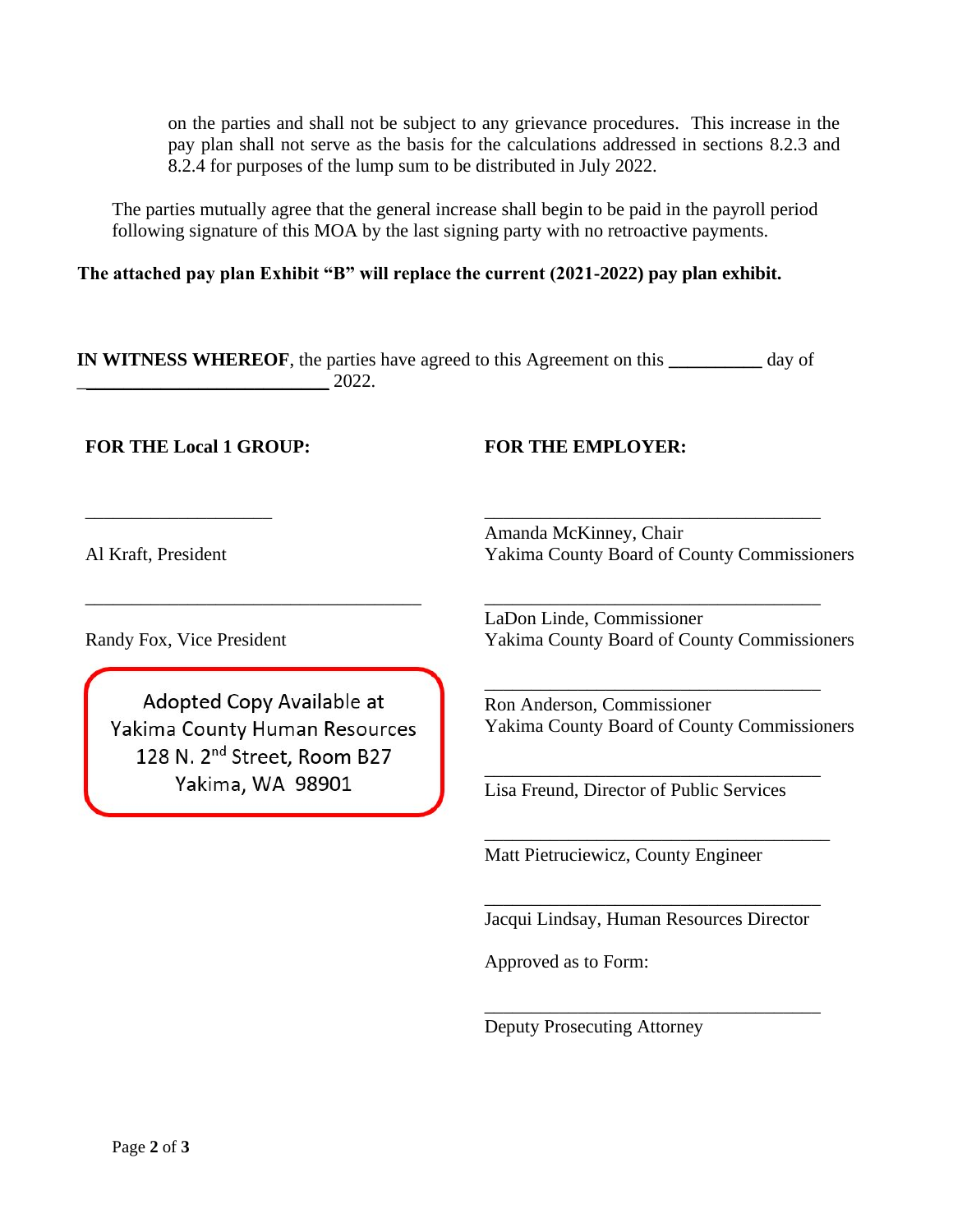on the parties and shall not be subject to any grievance procedures. This increase in the pay plan shall not serve as the basis for the calculations addressed in sections 8.2.3 and 8.2.4 for purposes of the lump sum to be distributed in July 2022.

The parties mutually agree that the general increase shall begin to be paid in the payroll period following signature of this MOA by the last signing party with no retroactive payments.

**The attached pay plan Exhibit "B" will replace the current (2021-2022) pay plan exhibit.**

**IN WITNESS WHEREOF**, the parties have agreed to this Agreement on this __________ day of __________________________ 2022.

**FOR THE Local 1 GROUP:**

____________________
Al Kraft, President

____________________
Randy Fox, Vice President

Adopted Copy Available at
Yakima County Human Resources
128 N. 2nd Street, Room B27
Yakima, WA 98901

**FOR THE EMPLOYER:**

____________________
Amanda McKinney, Chair
Yakima County Board of County Commissioners

____________________
LaDon Linde, Commissioner
Yakima County Board of County Commissioners

____________________
Ron Anderson, Commissioner
Yakima County Board of County Commissioners

____________________
Lisa Freund, Director of Public Services

____________________
Matt Pietruciewicz, County Engineer

____________________
Jacqui Lindsay, Human Resources Director

Approved as to Form:

____________________
Deputy Prosecuting Attorney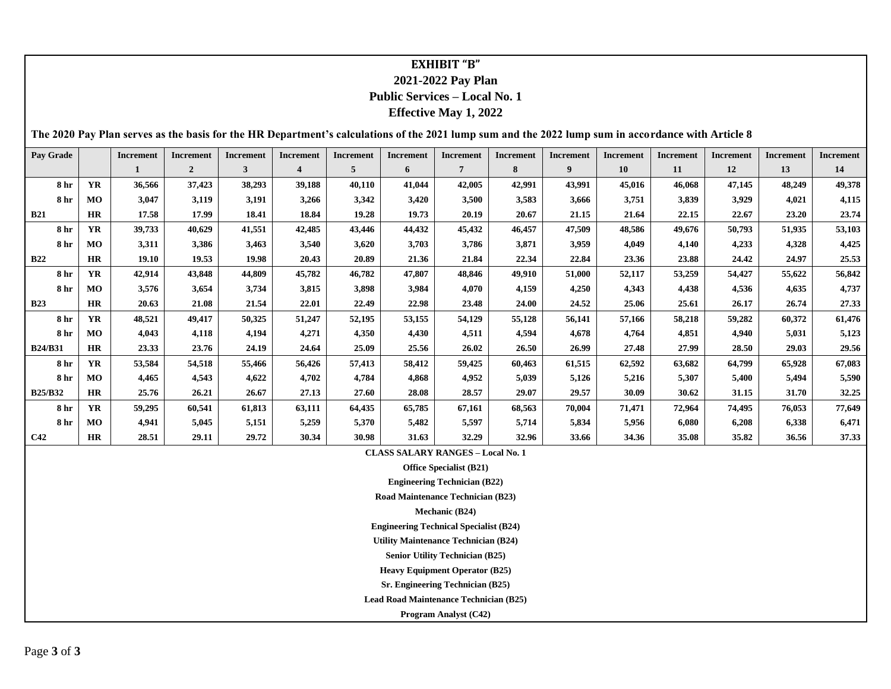# EXHIBIT "B"

## 2021-2022 Pay Plan

## Public Services – Local No. 1

## Effective May 1, 2022

**The 2020 Pay Plan serves as the basis for the HR Department's calculations of the 2021 lump sum and the 2022 lump sum in accordance with Article 8**

| Pay Grade | | Increment 1 | Increment 2 | Increment 3 | Increment 4 | Increment 5 | Increment 6 | Increment 7 | Increment 8 | Increment 9 | Increment 10 | Increment 11 | Increment 12 | Increment 13 | Increment 14 |
|---|---|---|---|---|---|---|---|---|---|---|---|---|---|---|---|
| 8 hr | YR | 36,566 | 37,423 | 38,293 | 39,188 | 40,110 | 41,044 | 42,005 | 42,991 | 43,991 | 45,016 | 46,068 | 47,145 | 48,249 | 49,378 |
| 8 hr | MO | 3,047 | 3,119 | 3,191 | 3,266 | 3,342 | 3,420 | 3,500 | 3,583 | 3,666 | 3,751 | 3,839 | 3,929 | 4,021 | 4,115 |
| B21 | HR | 17.58 | 17.99 | 18.41 | 18.84 | 19.28 | 19.73 | 20.19 | 20.67 | 21.15 | 21.64 | 22.15 | 22.67 | 23.20 | 23.74 |
| 8 hr | YR | 39,733 | 40,629 | 41,551 | 42,485 | 43,446 | 44,432 | 45,432 | 46,457 | 47,509 | 48,586 | 49,676 | 50,793 | 51,935 | 53,103 |
| 8 hr | MO | 3,311 | 3,386 | 3,463 | 3,540 | 3,620 | 3,703 | 3,786 | 3,871 | 3,959 | 4,049 | 4,140 | 4,233 | 4,328 | 4,425 |
| B22 | HR | 19.10 | 19.53 | 19.98 | 20.43 | 20.89 | 21.36 | 21.84 | 22.34 | 22.84 | 23.36 | 23.88 | 24.42 | 24.97 | 25.53 |
| 8 hr | YR | 42,914 | 43,848 | 44,809 | 45,782 | 46,782 | 47,807 | 48,846 | 49,910 | 51,000 | 52,117 | 53,259 | 54,427 | 55,622 | 56,842 |
| 8 hr | MO | 3,576 | 3,654 | 3,734 | 3,815 | 3,898 | 3,984 | 4,070 | 4,159 | 4,250 | 4,343 | 4,438 | 4,536 | 4,635 | 4,737 |
| B23 | HR | 20.63 | 21.08 | 21.54 | 22.01 | 22.49 | 22.98 | 23.48 | 24.00 | 24.52 | 25.06 | 25.61 | 26.17 | 26.74 | 27.33 |
| 8 hr | YR | 48,521 | 49,417 | 50,325 | 51,247 | 52,195 | 53,155 | 54,129 | 55,128 | 56,141 | 57,166 | 58,218 | 59,282 | 60,372 | 61,476 |
| 8 hr | MO | 4,043 | 4,118 | 4,194 | 4,271 | 4,350 | 4,430 | 4,511 | 4,594 | 4,678 | 4,764 | 4,851 | 4,940 | 5,031 | 5,123 |
| B24/B31 | HR | 23.33 | 23.76 | 24.19 | 24.64 | 25.09 | 25.56 | 26.02 | 26.50 | 26.99 | 27.48 | 27.99 | 28.50 | 29.03 | 29.56 |
| 8 hr | YR | 53,584 | 54,518 | 55,466 | 56,426 | 57,413 | 58,412 | 59,425 | 60,463 | 61,515 | 62,592 | 63,682 | 64,799 | 65,928 | 67,083 |
| 8 hr | MO | 4,465 | 4,543 | 4,622 | 4,702 | 4,784 | 4,868 | 4,952 | 5,039 | 5,126 | 5,216 | 5,307 | 5,400 | 5,494 | 5,590 |
| B25/B32 | HR | 25.76 | 26.21 | 26.67 | 27.13 | 27.60 | 28.08 | 28.57 | 29.07 | 29.57 | 30.09 | 30.62 | 31.15 | 31.70 | 32.25 |
| 8 hr | YR | 59,295 | 60,541 | 61,813 | 63,111 | 64,435 | 65,785 | 67,161 | 68,563 | 70,004 | 71,471 | 72,964 | 74,495 | 76,053 | 77,649 |
| 8 hr | MO | 4,941 | 5,045 | 5,151 | 5,259 | 5,370 | 5,482 | 5,597 | 5,714 | 5,834 | 5,956 | 6,080 | 6,208 | 6,338 | 6,471 |
| C42 | HR | 28.51 | 29.11 | 29.72 | 30.34 | 30.98 | 31.63 | 32.29 | 32.96 | 33.66 | 34.36 | 35.08 | 35.82 | 36.56 | 37.33 |

**CLASS SALARY RANGES – Local No. 1**

**Office Specialist (B21)**

**Engineering Technician (B22)**

**Road Maintenance Technician (B23)**

**Mechanic (B24)**

**Engineering Technical Specialist (B24)**

**Utility Maintenance Technician (B24)**

**Senior Utility Technician (B25)**

**Heavy Equipment Operator (B25)**

**Sr. Engineering Technician (B25)**

**Lead Road Maintenance Technician (B25)**

**Program Analyst (C42)**